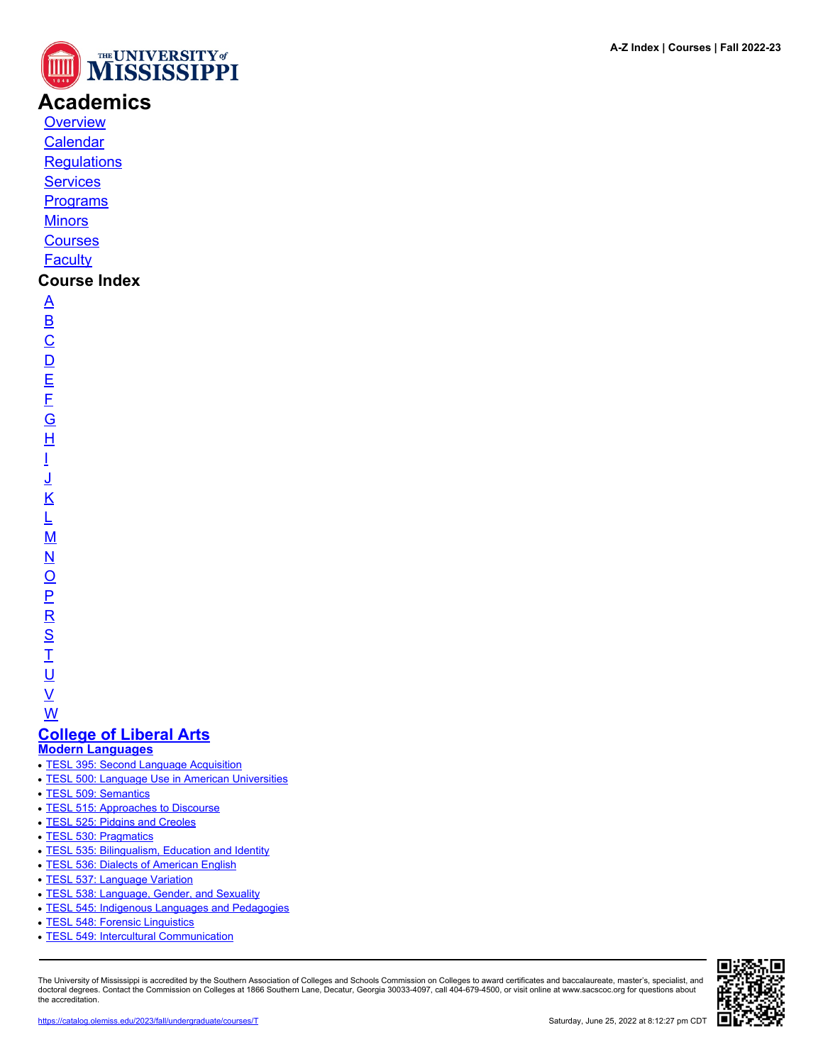# Academics

- Overview
- Calendar
- Regulations
- Services
- Programs
- Minors
- Courses
- Faculty

## Course Index

- A
- B
- C
- D
- E
- F
- G
- H
- I
- J
- K
- L
- M
- N
- O
- P
- R
- S
- T
- U
- V
- W

## College of Liberal Arts

### Modern Languages

- TESL 395: Second Language Acquisition
- TESL 500: Language Use in American Universities
- TESL 509: Semantics
- TESL 515: Approaches to Discourse
- TESL 525: Pidgins and Creoles
- TESL 530: Pragmatics
- TESL 535: Bilingualism, Education and Identity
- TESL 536: Dialects of American English
- TESL 537: Language Variation
- TESL 538: Language, Gender, and Sexuality
- TESL 545: Indigenous Languages and Pedagogies
- TESL 548: Forensic Linguistics
- TESL 549: Intercultural Communication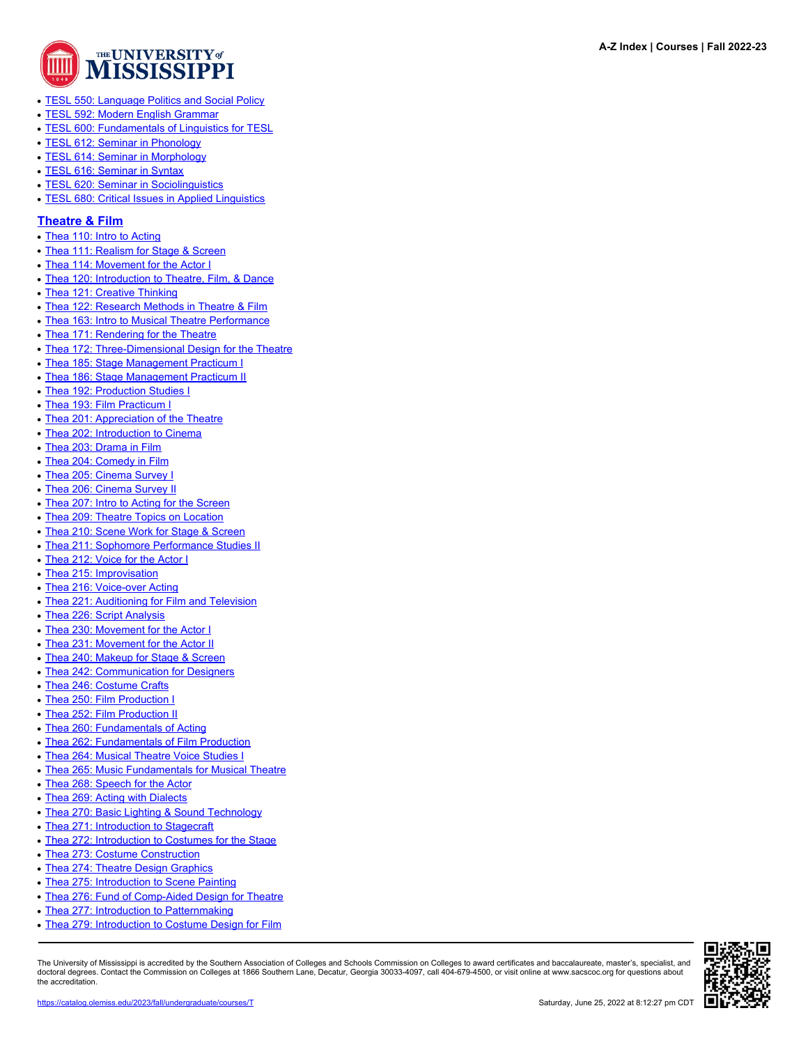- TESL 550: Language Politics and Social Policy
- TESL 592: Modern English Grammar
- TESL 600: Fundamentals of Linguistics for TESL
- TESL 612: Seminar in Phonology
- TESL 614: Seminar in Morphology
- TESL 616: Seminar in Syntax
- TESL 620: Seminar in Sociolinguistics
- TESL 680: Critical Issues in Applied Linguistics

## Theatre & Film

- Thea 110: Intro to Acting
- Thea 111: Realism for Stage & Screen
- Thea 114: Movement for the Actor I
- Thea 120: Introduction to Theatre, Film, & Dance
- Thea 121: Creative Thinking
- Thea 122: Research Methods in Theatre & Film
- Thea 163: Intro to Musical Theatre Performance
- Thea 171: Rendering for the Theatre
- Thea 172: Three-Dimensional Design for the Theatre
- Thea 185: Stage Management Practicum I
- Thea 186: Stage Management Practicum II
- Thea 192: Production Studies I
- Thea 193: Film Practicum I
- Thea 201: Appreciation of the Theatre
- Thea 202: Introduction to Cinema
- Thea 203: Drama in Film
- Thea 204: Comedy in Film
- Thea 205: Cinema Survey I
- Thea 206: Cinema Survey II
- Thea 207: Intro to Acting for the Screen
- Thea 209: Theatre Topics on Location
- Thea 210: Scene Work for Stage & Screen
- Thea 211: Sophomore Performance Studies II
- Thea 212: Voice for the Actor I
- Thea 215: Improvisation
- Thea 216: Voice-over Acting
- Thea 221: Auditioning for Film and Television
- Thea 226: Script Analysis
- Thea 230: Movement for the Actor I
- Thea 231: Movement for the Actor II
- Thea 240: Makeup for Stage & Screen
- Thea 242: Communication for Designers
- Thea 246: Costume Crafts
- Thea 250: Film Production I
- Thea 252: Film Production II
- Thea 260: Fundamentals of Acting
- Thea 262: Fundamentals of Film Production
- Thea 264: Musical Theatre Voice Studies I
- Thea 265: Music Fundamentals for Musical Theatre
- Thea 268: Speech for the Actor
- Thea 269: Acting with Dialects
- Thea 270: Basic Lighting & Sound Technology
- Thea 271: Introduction to Stagecraft
- Thea 272: Introduction to Costumes for the Stage
- Thea 273: Costume Construction
- Thea 274: Theatre Design Graphics
- Thea 275: Introduction to Scene Painting
- Thea 276: Fund of Comp-Aided Design for Theatre
- Thea 277: Introduction to Patternmaking
- Thea 279: Introduction to Costume Design for Film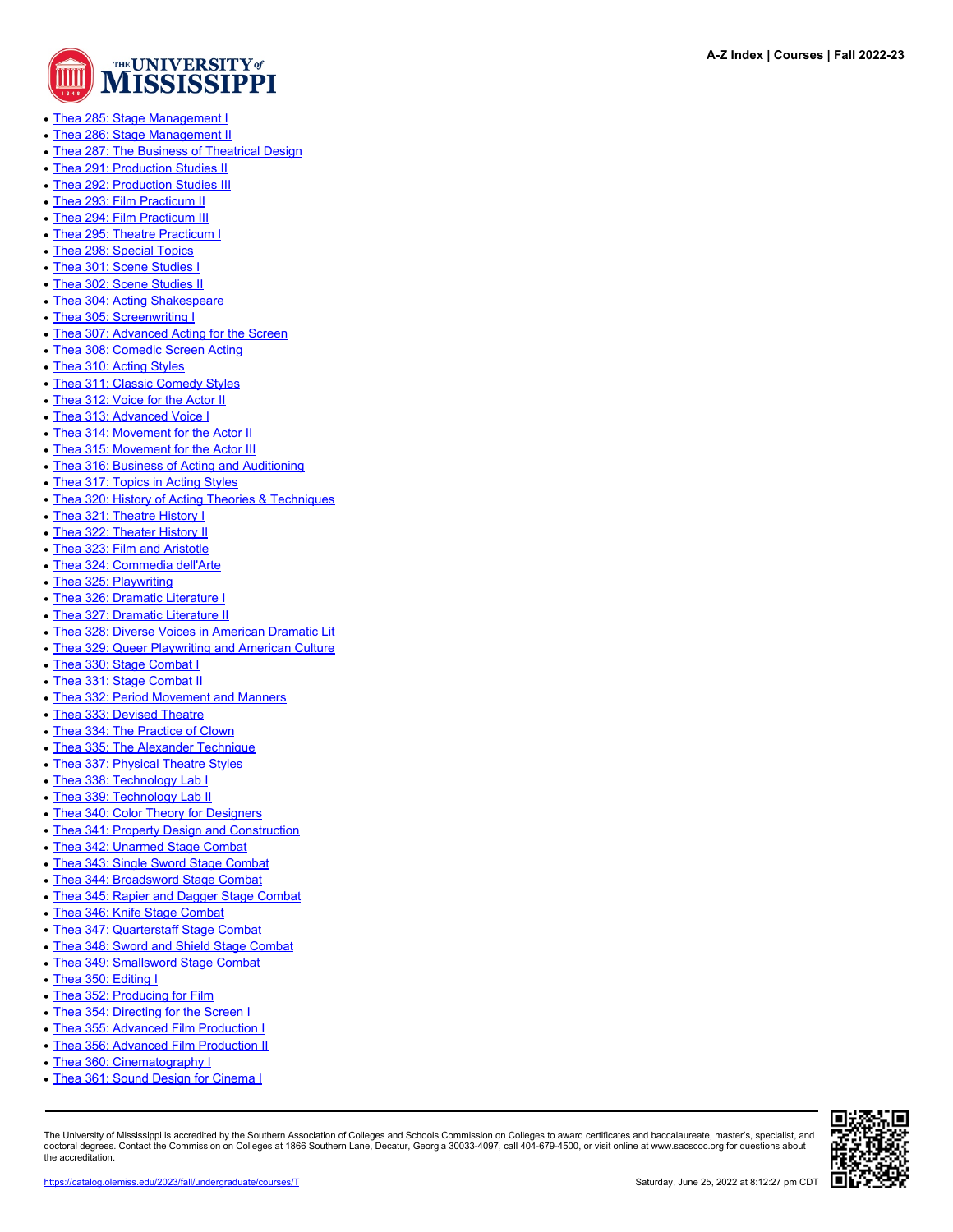- Thea 285: Stage Management I
- Thea 286: Stage Management II
- Thea 287: The Business of Theatrical Design
- Thea 291: Production Studies II
- Thea 292: Production Studies III
- Thea 293: Film Practicum II
- Thea 294: Film Practicum III
- Thea 295: Theatre Practicum I
- Thea 298: Special Topics
- Thea 301: Scene Studies I
- Thea 302: Scene Studies II
- Thea 304: Acting Shakespeare
- Thea 305: Screenwriting I
- Thea 307: Advanced Acting for the Screen
- Thea 308: Comedic Screen Acting
- Thea 310: Acting Styles
- Thea 311: Classic Comedy Styles
- Thea 312: Voice for the Actor II
- Thea 313: Advanced Voice I
- Thea 314: Movement for the Actor II
- Thea 315: Movement for the Actor III
- Thea 316: Business of Acting and Auditioning
- Thea 317: Topics in Acting Styles
- Thea 320: History of Acting Theories & Techniques
- Thea 321: Theatre History I
- Thea 322: Theater History II
- Thea 323: Film and Aristotle
- Thea 324: Commedia dell'Arte
- Thea 325: Playwriting
- Thea 326: Dramatic Literature I
- Thea 327: Dramatic Literature II
- Thea 328: Diverse Voices in American Dramatic Lit
- Thea 329: Queer Playwriting and American Culture
- Thea 330: Stage Combat I
- Thea 331: Stage Combat II
- Thea 332: Period Movement and Manners
- Thea 333: Devised Theatre
- Thea 334: The Practice of Clown
- Thea 335: The Alexander Technique
- Thea 337: Physical Theatre Styles
- Thea 338: Technology Lab I
- Thea 339: Technology Lab II
- Thea 340: Color Theory for Designers
- Thea 341: Property Design and Construction
- Thea 342: Unarmed Stage Combat
- Thea 343: Single Sword Stage Combat
- Thea 344: Broadsword Stage Combat
- Thea 345: Rapier and Dagger Stage Combat
- Thea 346: Knife Stage Combat
- Thea 347: Quarterstaff Stage Combat
- Thea 348: Sword and Shield Stage Combat
- Thea 349: Smallsword Stage Combat
- Thea 350: Editing I
- Thea 352: Producing for Film
- Thea 354: Directing for the Screen I
- Thea 355: Advanced Film Production I
- Thea 356: Advanced Film Production II
- Thea 360: Cinematography I
- Thea 361: Sound Design for Cinema I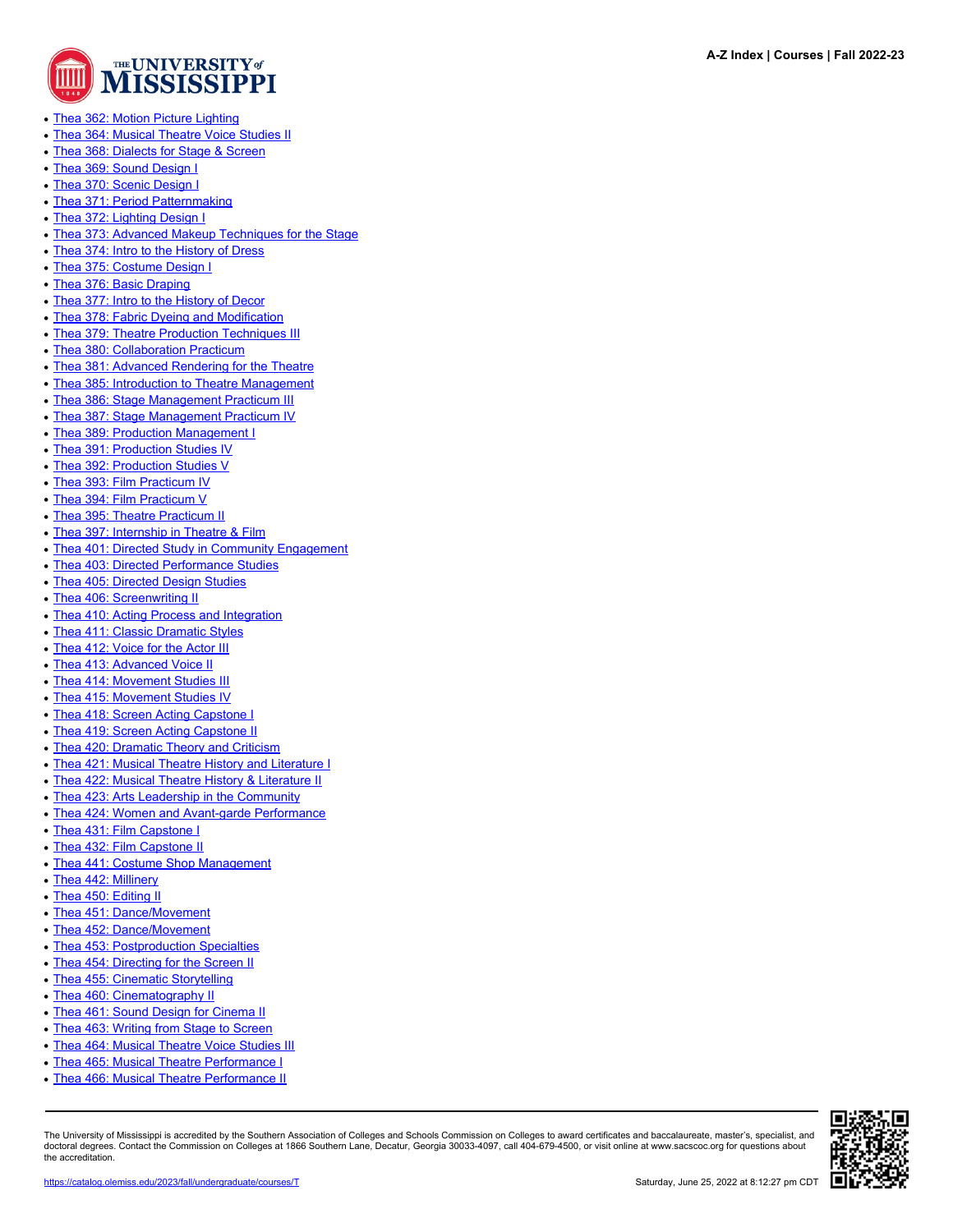- Thea 362: Motion Picture Lighting
- Thea 364: Musical Theatre Voice Studies II
- Thea 368: Dialects for Stage & Screen
- Thea 369: Sound Design I
- Thea 370: Scenic Design I
- Thea 371: Period Patternmaking
- Thea 372: Lighting Design I
- Thea 373: Advanced Makeup Techniques for the Stage
- Thea 374: Intro to the History of Dress
- Thea 375: Costume Design I
- Thea 376: Basic Draping
- Thea 377: Intro to the History of Decor
- Thea 378: Fabric Dyeing and Modification
- Thea 379: Theatre Production Techniques III
- Thea 380: Collaboration Practicum
- Thea 381: Advanced Rendering for the Theatre
- Thea 385: Introduction to Theatre Management
- Thea 386: Stage Management Practicum III
- Thea 387: Stage Management Practicum IV
- Thea 389: Production Management I
- Thea 391: Production Studies IV
- Thea 392: Production Studies V
- Thea 393: Film Practicum IV
- Thea 394: Film Practicum V
- Thea 395: Theatre Practicum II
- Thea 397: Internship in Theatre & Film
- Thea 401: Directed Study in Community Engagement
- Thea 403: Directed Performance Studies
- Thea 405: Directed Design Studies
- Thea 406: Screenwriting II
- Thea 410: Acting Process and Integration
- Thea 411: Classic Dramatic Styles
- Thea 412: Voice for the Actor III
- Thea 413: Advanced Voice II
- Thea 414: Movement Studies III
- Thea 415: Movement Studies IV
- Thea 418: Screen Acting Capstone I
- Thea 419: Screen Acting Capstone II
- Thea 420: Dramatic Theory and Criticism
- Thea 421: Musical Theatre History and Literature I
- Thea 422: Musical Theatre History & Literature II
- Thea 423: Arts Leadership in the Community
- Thea 424: Women and Avant-garde Performance
- Thea 431: Film Capstone I
- Thea 432: Film Capstone II
- Thea 441: Costume Shop Management
- Thea 442: Millinery
- Thea 450: Editing II
- Thea 451: Dance/Movement
- Thea 452: Dance/Movement
- Thea 453: Postproduction Specialties
- Thea 454: Directing for the Screen II
- Thea 455: Cinematic Storytelling
- Thea 460: Cinematography II
- Thea 461: Sound Design for Cinema II
- Thea 463: Writing from Stage to Screen
- Thea 464: Musical Theatre Voice Studies III
- Thea 465: Musical Theatre Performance I
- Thea 466: Musical Theatre Performance II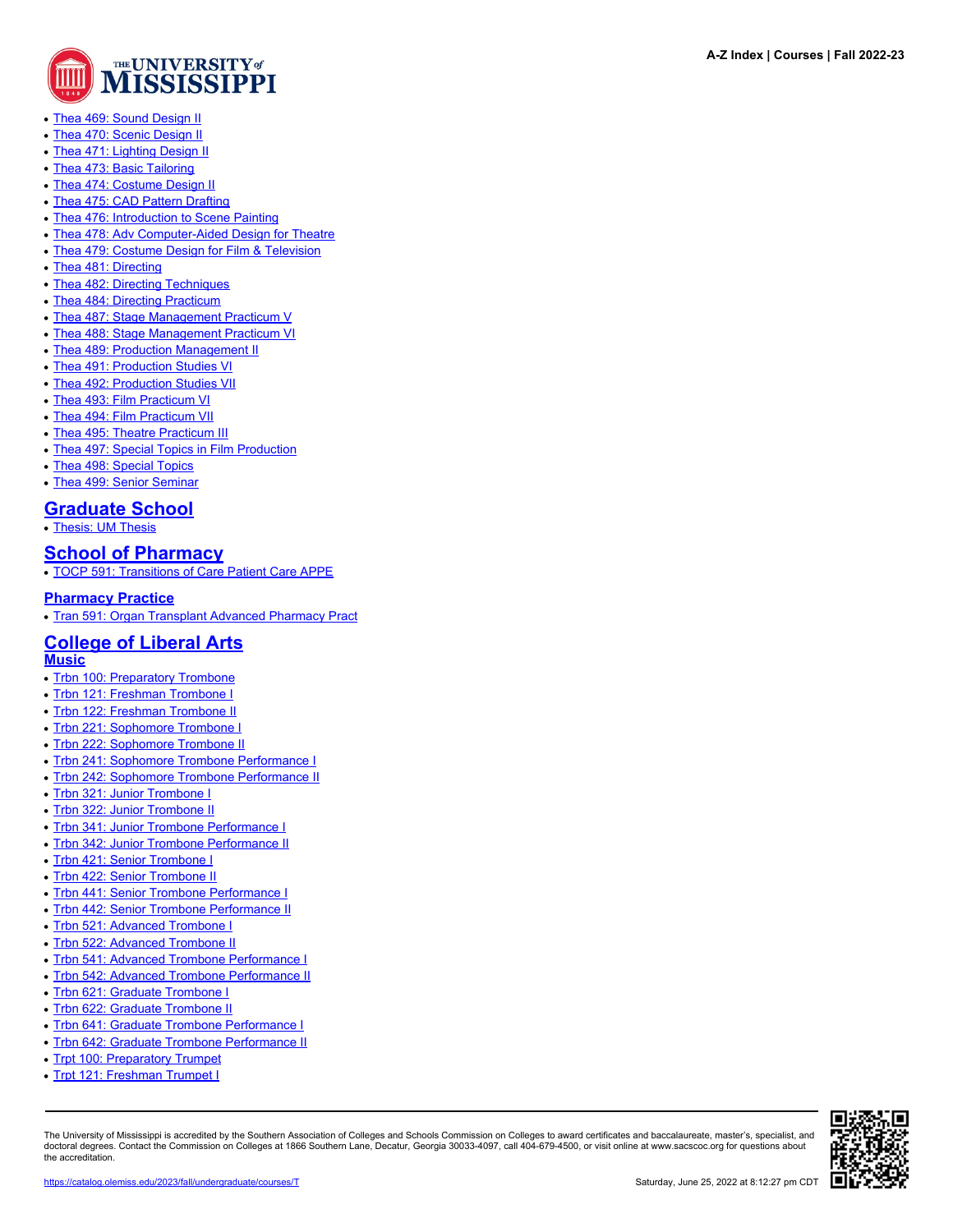- Thea 469: Sound Design II
- Thea 470: Scenic Design II
- Thea 471: Lighting Design II
- Thea 473: Basic Tailoring
- Thea 474: Costume Design II
- Thea 475: CAD Pattern Drafting
- Thea 476: Introduction to Scene Painting
- Thea 478: Adv Computer-Aided Design for Theatre
- Thea 479: Costume Design for Film & Television
- Thea 481: Directing
- Thea 482: Directing Techniques
- Thea 484: Directing Practicum
- Thea 487: Stage Management Practicum V
- Thea 488: Stage Management Practicum VI
- Thea 489: Production Management II
- Thea 491: Production Studies VI
- Thea 492: Production Studies VII
- Thea 493: Film Practicum VI
- Thea 494: Film Practicum VII
- Thea 495: Theatre Practicum III
- Thea 497: Special Topics in Film Production
- Thea 498: Special Topics
- Thea 499: Senior Seminar

## Graduate School

- Thesis: UM Thesis

## School of Pharmacy

- TOCP 591: Transitions of Care Patient Care APPE

### Pharmacy Practice

- Tran 591: Organ Transplant Advanced Pharmacy Pract

## College of Liberal Arts

### Music

- Trbn 100: Preparatory Trombone
- Trbn 121: Freshman Trombone I
- Trbn 122: Freshman Trombone II
- Trbn 221: Sophomore Trombone I
- Trbn 222: Sophomore Trombone II
- Trbn 241: Sophomore Trombone Performance I
- Trbn 242: Sophomore Trombone Performance II
- Trbn 321: Junior Trombone I
- Trbn 322: Junior Trombone II
- Trbn 341: Junior Trombone Performance I
- Trbn 342: Junior Trombone Performance II
- Trbn 421: Senior Trombone I
- Trbn 422: Senior Trombone II
- Trbn 441: Senior Trombone Performance I
- Trbn 442: Senior Trombone Performance II
- Trbn 521: Advanced Trombone I
- Trbn 522: Advanced Trombone II
- Trbn 541: Advanced Trombone Performance I
- Trbn 542: Advanced Trombone Performance II
- Trbn 621: Graduate Trombone I
- Trbn 622: Graduate Trombone II
- Trbn 641: Graduate Trombone Performance I
- Trbn 642: Graduate Trombone Performance II
- Trpt 100: Preparatory Trumpet
- Trpt 121: Freshman Trumpet I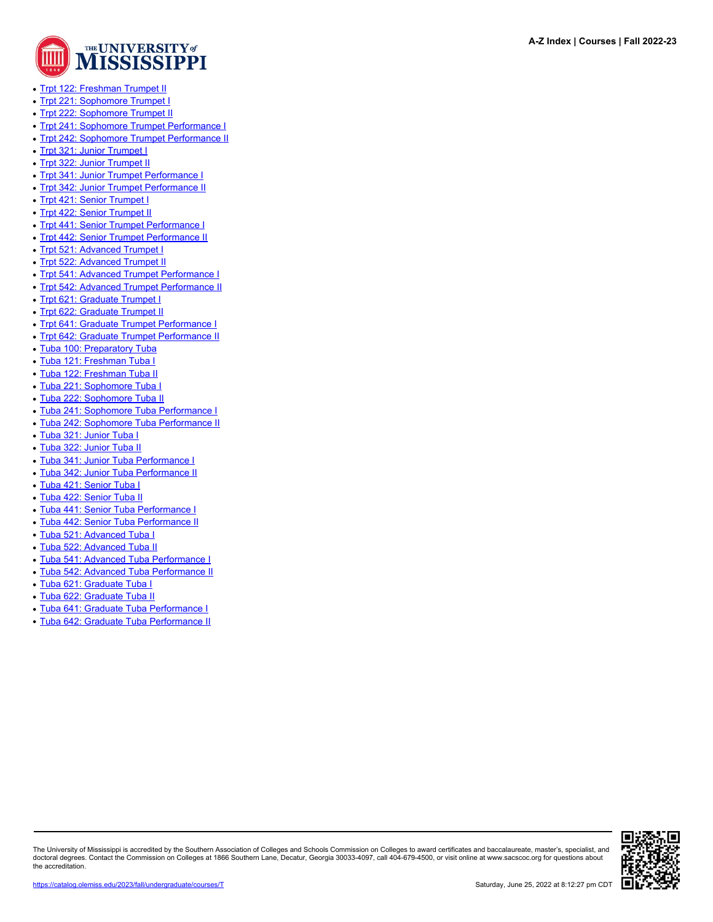- Trpt 122: Freshman Trumpet II
- Trpt 221: Sophomore Trumpet I
- Trpt 222: Sophomore Trumpet II
- Trpt 241: Sophomore Trumpet Performance I
- Trpt 242: Sophomore Trumpet Performance II
- Trpt 321: Junior Trumpet I
- Trpt 322: Junior Trumpet II
- Trpt 341: Junior Trumpet Performance I
- Trpt 342: Junior Trumpet Performance II
- Trpt 421: Senior Trumpet I
- Trpt 422: Senior Trumpet II
- Trpt 441: Senior Trumpet Performance I
- Trpt 442: Senior Trumpet Performance II
- Trpt 521: Advanced Trumpet I
- Trpt 522: Advanced Trumpet II
- Trpt 541: Advanced Trumpet Performance I
- Trpt 542: Advanced Trumpet Performance II
- Trpt 621: Graduate Trumpet I
- Trpt 622: Graduate Trumpet II
- Trpt 641: Graduate Trumpet Performance I
- Trpt 642: Graduate Trumpet Performance II
- Tuba 100: Preparatory Tuba
- Tuba 121: Freshman Tuba I
- Tuba 122: Freshman Tuba II
- Tuba 221: Sophomore Tuba I
- Tuba 222: Sophomore Tuba II
- Tuba 241: Sophomore Tuba Performance I
- Tuba 242: Sophomore Tuba Performance II
- Tuba 321: Junior Tuba I
- Tuba 322: Junior Tuba II
- Tuba 341: Junior Tuba Performance I
- Tuba 342: Junior Tuba Performance II
- Tuba 421: Senior Tuba I
- Tuba 422: Senior Tuba II
- Tuba 441: Senior Tuba Performance I
- Tuba 442: Senior Tuba Performance II
- Tuba 521: Advanced Tuba I
- Tuba 522: Advanced Tuba II
- Tuba 541: Advanced Tuba Performance I
- Tuba 542: Advanced Tuba Performance II
- Tuba 621: Graduate Tuba I
- Tuba 622: Graduate Tuba II
- Tuba 641: Graduate Tuba Performance I
- Tuba 642: Graduate Tuba Performance II

The University of Mississippi is accredited by the Southern Association of Colleges and Schools Commission on Colleges to award certificates and baccalaureate, master's, specialist, and doctoral degrees. Contact the Commission on Colleges at 1866 Southern Lane, Decatur, Georgia 30033-4097, call 404-679-4500, or visit online at www.sacscoc.org for questions about the accreditation.